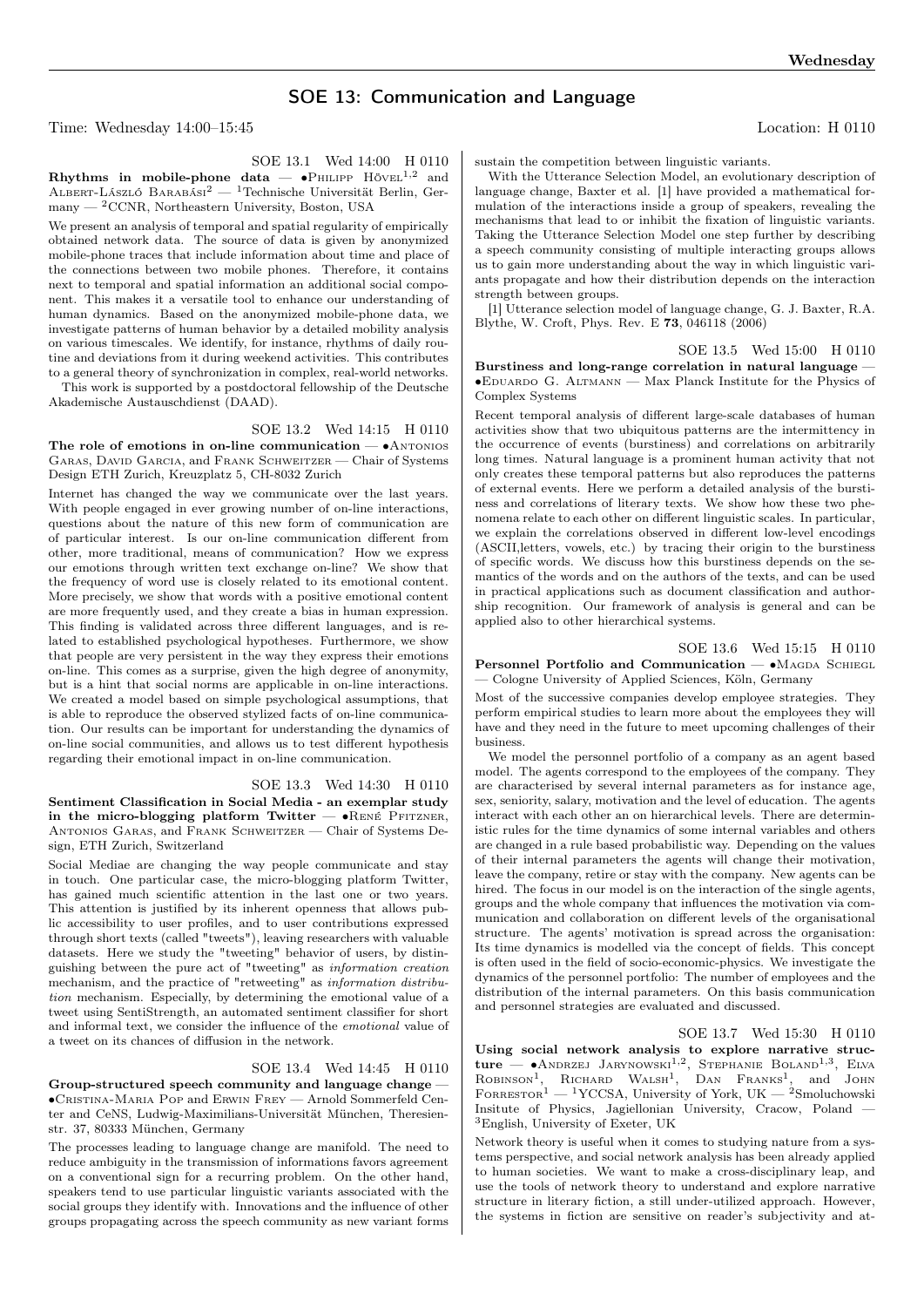## SOE 13: Communication and Language

Time: Wednesday 14:00–15:45 Location: H 0110

SOE 13.1 Wed 14:00 H 0110

**Rhythms in mobile-phone data** — •Philipp Hövel[1,2] and Albert-László Barabási[2] — [1]Technische Universität Berlin, Germany — [2]CCNR, Northeastern University, Boston, USA

We present an analysis of temporal and spatial regularity of empirically obtained network data. The source of data is given by anonymized mobile-phone traces that include information about time and place of the connections between two mobile phones. Therefore, it contains next to temporal and spatial information an additional social component. This makes it a versatile tool to enhance our understanding of human dynamics. Based on the anonymized mobile-phone data, we investigate patterns of human behavior by a detailed mobility analysis on various timescales. We identify, for instance, rhythms of daily routine and deviations from it during weekend activities. This contributes to a general theory of synchronization in complex, real-world networks.

This work is supported by a postdoctoral fellowship of the Deutsche Akademische Austauschdienst (DAAD).

SOE 13.2 Wed 14:15 H 0110

**The role of emotions in on-line communication** — •Antonios Garas, David Garcia, and Frank Schweitzer — Chair of Systems Design ETH Zurich, Kreuzplatz 5, CH-8032 Zurich

Internet has changed the way we communicate over the last years. With people engaged in ever growing number of on-line interactions, questions about the nature of this new form of communication are of particular interest. Is our on-line communication different from other, more traditional, means of communication? How we express our emotions through written text exchange on-line? We show that the frequency of word use is closely related to its emotional content. More precisely, we show that words with a positive emotional content are more frequently used, and they create a bias in human expression. This finding is validated across three different languages, and is related to established psychological hypotheses. Furthermore, we show that people are very persistent in the way they express their emotions on-line. This comes as a surprise, given the high degree of anonymity, but is a hint that social norms are applicable in on-line interactions. We created a model based on simple psychological assumptions, that is able to reproduce the observed stylized facts of on-line communication. Our results can be important for understanding the dynamics of on-line social communities, and allows us to test different hypothesis regarding their emotional impact in on-line communication.

SOE 13.3 Wed 14:30 H 0110

**Sentiment Classification in Social Media - an exemplar study in the micro-blogging platform Twitter** — •René Pfitzner, Antonios Garas, and Frank Schweitzer — Chair of Systems Design, ETH Zurich, Switzerland

Social Mediae are changing the way people communicate and stay in touch. One particular case, the micro-blogging platform Twitter, has gained much scientific attention in the last one or two years. This attention is justified by its inherent openness that allows public accessibility to user profiles, and to user contributions expressed through short texts (called "tweets"), leaving researchers with valuable datasets. Here we study the "tweeting" behavior of users, by distinguishing between the pure act of "tweeting" as *information creation* mechanism, and the practice of "retweeting" as *information distribution* mechanism. Especially, by determining the emotional value of a tweet using SentiStrength, an automated sentiment classifier for short and informal text, we consider the influence of the *emotional* value of a tweet on its chances of diffusion in the network.

SOE 13.4 Wed 14:45 H 0110

**Group-structured speech community and language change** — •Cristina-Maria Pop and Erwin Frey — Arnold Sommerfeld Center and CeNS, Ludwig-Maximilians-Universität München, Theresienstr. 37, 80333 München, Germany

The processes leading to language change are manifold. The need to reduce ambiguity in the transmission of informations favors agreement on a conventional sign for a recurring problem. On the other hand, speakers tend to use particular linguistic variants associated with the social groups they identify with. Innovations and the influence of other groups propagating across the speech community as new variant forms sustain the competition between linguistic variants.

With the Utterance Selection Model, an evolutionary description of language change, Baxter et al. [1] have provided a mathematical formulation of the interactions inside a group of speakers, revealing the mechanisms that lead to or inhibit the fixation of linguistic variants. Taking the Utterance Selection Model one step further by describing a speech community consisting of multiple interacting groups allows us to gain more understanding about the way in which linguistic variants propagate and how their distribution depends on the interaction strength between groups.

[1] Utterance selection model of language change, G. J. Baxter, R.A. Blythe, W. Croft, Phys. Rev. E **73**, 046118 (2006)

SOE 13.5 Wed 15:00 H 0110

**Burstiness and long-range correlation in natural language** — •Eduardo G. Altmann — Max Planck Institute for the Physics of Complex Systems

Recent temporal analysis of different large-scale databases of human activities show that two ubiquitous patterns are the intermittency in the occurrence of events (burstiness) and correlations on arbitrarily long times. Natural language is a prominent human activity that not only creates these temporal patterns but also reproduces the patterns of external events. Here we perform a detailed analysis of the burstiness and correlations of literary texts. We show how these two phenomena relate to each other on different linguistic scales. In particular, we explain the correlations observed in different low-level encodings (ASCII,letters, vowels, etc.) by tracing their origin to the burstiness of specific words. We discuss how this burstiness depends on the semantics of the words and on the authors of the texts, and can be used in practical applications such as document classification and authorship recognition. Our framework of analysis is general and can be applied also to other hierarchical systems.

SOE 13.6 Wed 15:15 H 0110

**Personnel Portfolio and Communication** — •Magda Schiegl — Cologne University of Applied Sciences, Köln, Germany

Most of the successive companies develop employee strategies. They perform empirical studies to learn more about the employees they will have and they need in the future to meet upcoming challenges of their business.

We model the personnel portfolio of a company as an agent based model. The agents correspond to the employees of the company. They are characterised by several internal parameters as for instance age, sex, seniority, salary, motivation and the level of education. The agents interact with each other an on hierarchical levels. There are deterministic rules for the time dynamics of some internal variables and others are changed in a rule based probabilistic way. Depending on the values of their internal parameters the agents will change their motivation, leave the company, retire or stay with the company. New agents can be hired. The focus in our model is on the interaction of the single agents, groups and the whole company that influences the motivation via communication and collaboration on different levels of the organisational structure. The agents' motivation is spread across the organisation: Its time dynamics is modelled via the concept of fields. This concept is often used in the field of socio-economic-physics. We investigate the dynamics of the personnel portfolio: The number of employees and the distribution of the internal parameters. On this basis communication and personnel strategies are evaluated and discussed.

SOE 13.7 Wed 15:30 H 0110

**Using social network analysis to explore narrative structure** — •Andrzej Jarynowski[1,2], Stephanie Boland[1,3], Elva Robinson[1], Richard Walsh[1], Dan Franks[1], and John Forrestor[1] — [1]YCCSA, University of York, UK — [2]Smoluchowski Insitute of Physics, Jagiellonian University, Cracow, Poland — [3]English, University of Exeter, UK

Network theory is useful when it comes to studying nature from a systems perspective, and social network analysis has been already applied to human societies. We want to make a cross-disciplinary leap, and use the tools of network theory to understand and explore narrative structure in literary fiction, a still under-utilized approach. However, the systems in fiction are sensitive on reader's subjectivity and at-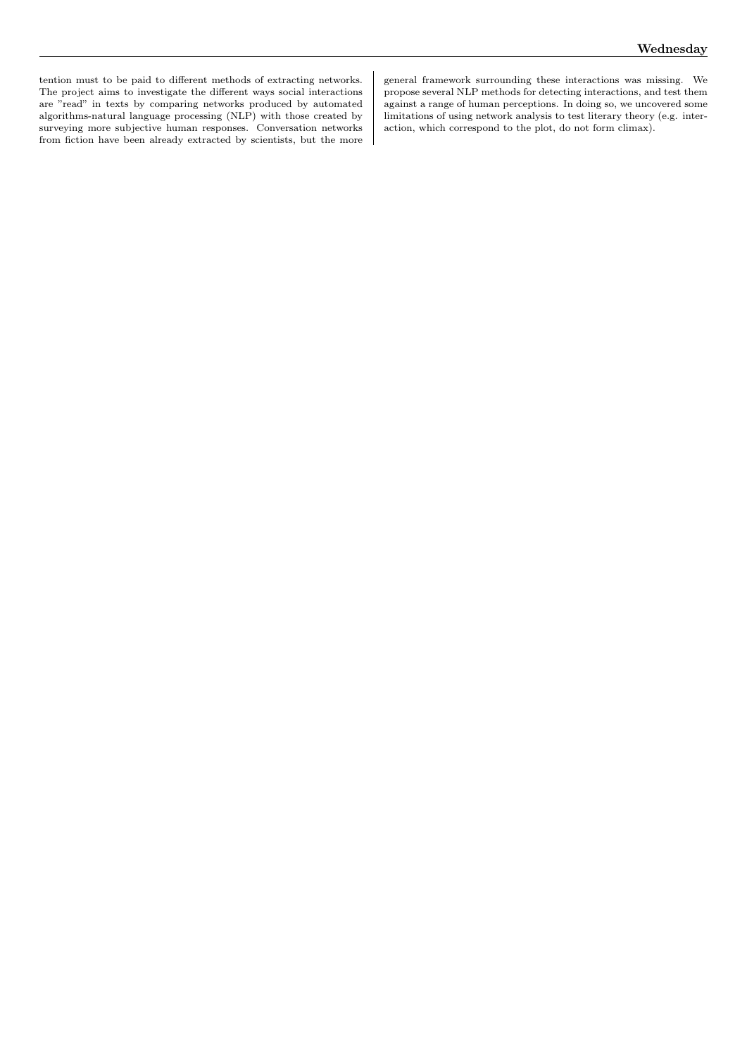tention must to be paid to different methods of extracting networks. The project aims to investigate the different ways social interactions are "read" in texts by comparing networks produced by automated algorithms-natural language processing (NLP) with those created by surveying more subjective human responses. Conversation networks from fiction have been already extracted by scientists, but the more general framework surrounding these interactions was missing. We propose several NLP methods for detecting interactions, and test them against a range of human perceptions. In doing so, we uncovered some limitations of using network analysis to test literary theory (e.g. interaction, which correspond to the plot, do not form climax).